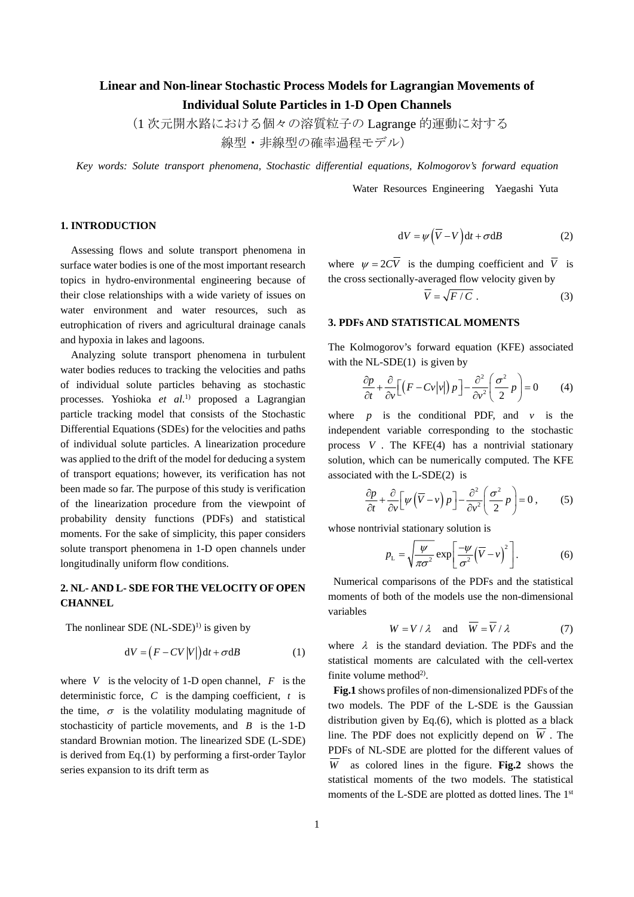# Linear and Non-linear Stochastic Process Models for Lagrangian Movements of Individual Solute Particles in 1-D Open Channels

（1 次元開水路における個々の溶質粒子の Lagrange 的運動に対する線型・非線型の確率過程モデル）

*Key words: Solute transport phenomena, Stochastic differential equations, Kolmogorov's forward equation*

Water Resources Engineering　Yaegashi Yuta

## 1. INTRODUCTION

Assessing flows and solute transport phenomena in surface water bodies is one of the most important research topics in hydro-environmental engineering because of their close relationships with a wide variety of issues on water environment and water resources, such as eutrophication of rivers and agricultural drainage canals and hypoxia in lakes and lagoons.

Analyzing solute transport phenomena in turbulent water bodies reduces to tracking the velocities and paths of individual solute particles behaving as stochastic processes. Yoshioka *et al.*[1] proposed a Lagrangian particle tracking model that consists of the Stochastic Differential Equations (SDEs) for the velocities and paths of individual solute particles. A linearization procedure was applied to the drift of the model for deducing a system of transport equations; however, its verification has not been made so far. The purpose of this study is verification of the linearization procedure from the viewpoint of probability density functions (PDFs) and statistical moments. For the sake of simplicity, this paper considers solute transport phenomena in 1-D open channels under longitudinally uniform flow conditions.

## 2. NL- AND L- SDE FOR THE VELOCITY OF OPEN CHANNEL

The nonlinear SDE (NL-SDE)[1] is given by

$$\mathrm{d}V = \left(F - CV\left|V\right|\right)\mathrm{d}t + \sigma \mathrm{d}B \tag{1}$$

where $V$ is the velocity of 1-D open channel, $F$ is the deterministic force, $C$ is the damping coefficient, $t$ is the time, $\sigma$ is the volatility modulating magnitude of stochasticity of particle movements, and $B$ is the 1-D standard Brownian motion. The linearized SDE (L-SDE) is derived from Eq.(1) by performing a first-order Taylor series expansion to its drift term as

$$\mathrm{d}V = \psi\left(\overline{V} - V\right)\mathrm{d}t + \sigma \mathrm{d}B \tag{2}$$

where $\psi = 2C\overline{V}$ is the dumping coefficient and $\overline{V}$ is the cross sectionally-averaged flow velocity given by

$$\overline{V} = \sqrt{F / C}\ . \tag{3}$$

## 3. PDFs AND STATISTICAL MOMENTS

The Kolmogorov's forward equation (KFE) associated with the NL-SDE(1) is given by

$$\frac{\partial p}{\partial t} + \frac{\partial}{\partial v}\left[\left(F - Cv\left|v\right|\right)p\right] - \frac{\partial^2}{\partial v^2}\left(\frac{\sigma^2}{2}p\right) = 0 \tag{4}$$

where $p$ is the conditional PDF, and $v$ is the independent variable corresponding to the stochastic process $V$. The KFE(4) has a nontrivial stationary solution, which can be numerically computed. The KFE associated with the L-SDE(2) is

$$\frac{\partial p}{\partial t} + \frac{\partial}{\partial v}\left[\psi\left(\overline{V} - v\right)p\right] - \frac{\partial^2}{\partial v^2}\left(\frac{\sigma^2}{2}p\right) = 0\ , \tag{5}$$

whose nontrivial stationary solution is

$$p_{\mathrm{L}} = \sqrt{\frac{\psi}{\pi\sigma^2}}\exp\left[\frac{-\psi}{\sigma^2}\left(\overline{V} - v\right)^2\right]. \tag{6}$$

Numerical comparisons of the PDFs and the statistical moments of both of the models use the non-dimensional variables

$$W = V / \lambda \quad \text{and} \quad \overline{W} = \overline{V} / \lambda \tag{7}$$

where $\lambda$ is the standard deviation. The PDFs and the statistical moments are calculated with the cell-vertex finite volume method[2].

**Fig.1** shows profiles of non-dimensionalized PDFs of the two models. The PDF of the L-SDE is the Gaussian distribution given by Eq.(6), which is plotted as a black line. The PDF does not explicitly depend on $\overline{W}$. The PDFs of NL-SDE are plotted for the different values of $\overline{W}$ as colored lines in the figure. **Fig.2** shows the statistical moments of the two models. The statistical moments of the L-SDE are plotted as dotted lines. The 1st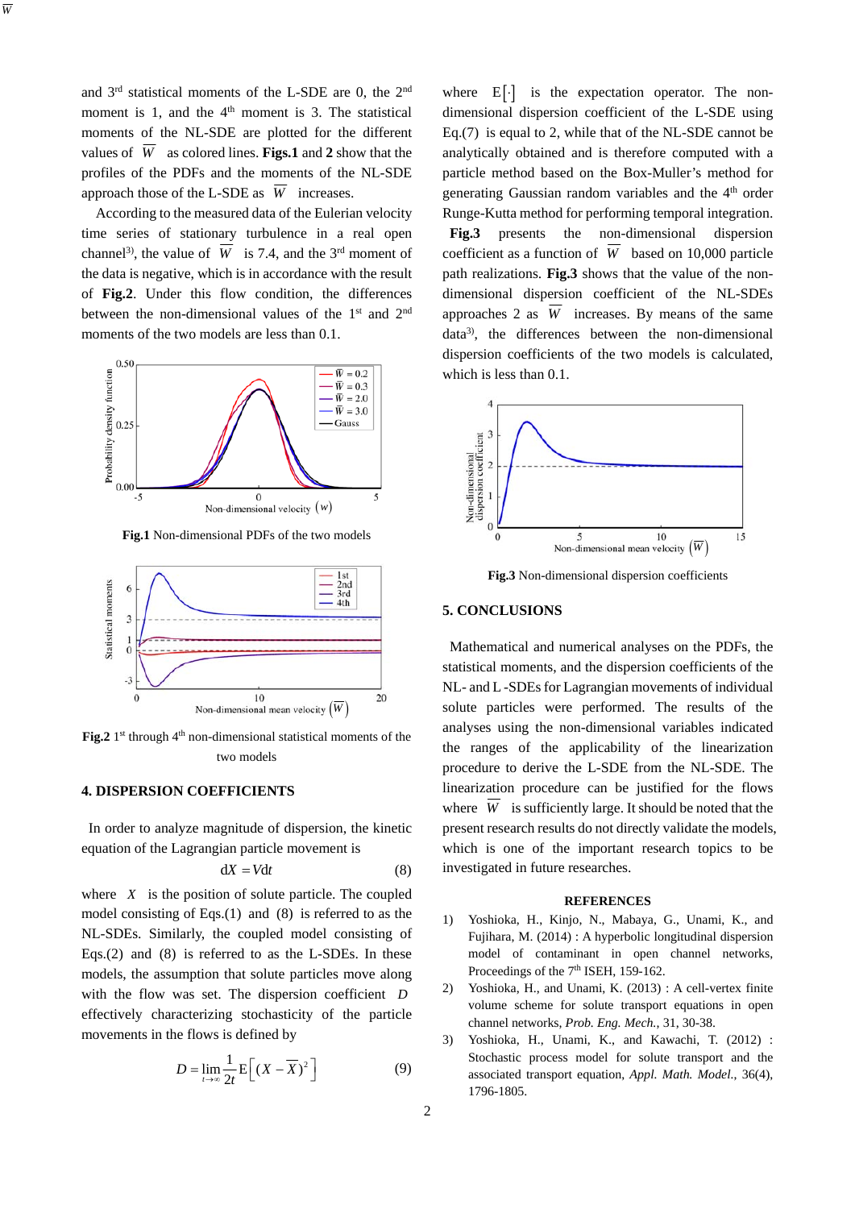and 3rd statistical moments of the L-SDE are 0, the 2nd moment is 1, and the 4th moment is 3. The statistical moments of the NL-SDE are plotted for the different values of $\overline{W}$ as colored lines. **Figs.1** and **2** show that the profiles of the PDFs and the moments of the NL-SDE approach those of the L-SDE as $\overline{W}$ increases.

According to the measured data of the Eulerian velocity time series of stationary turbulence in a real open channel[3], the value of $\overline{W}$ is 7.4, and the 3rd moment of the data is negative, which is in accordance with the result of **Fig.2**. Under this flow condition, the differences between the non-dimensional values of the 1st and 2nd moments of the two models are less than 0.1.

0.50
0.25
0.00
Probability density function
-5
0
5
Non-dimensional velocity $(w)$
$\overline{W}=0.2$
$\overline{W}=0.3$
$\overline{W}=2.0$
$\overline{W}=3.0$
Gauss

**Fig.1** Non-dimensional PDFs of the two models

6
3
1
0
-3
Statistical moments
0
10
20
Non-dimensional mean velocity $(\overline{W})$
1st
2nd
3rd
4th

**Fig.2** 1st through 4th non-dimensional statistical moments of the two models

## 4. DISPERSION COEFFICIENTS

In order to analyze magnitude of dispersion, the kinetic equation of the Lagrangian particle movement is

$$\mathrm{d}X = V\mathrm{d}t \tag{8}$$

where $X$ is the position of solute particle. The coupled model consisting of Eqs.(1) and (8) is referred to as the NL-SDEs. Similarly, the coupled model consisting of Eqs.(2) and (8) is referred to as the L-SDEs. In these models, the assumption that solute particles move along with the flow was set. The dispersion coefficient $D$ effectively characterizing stochasticity of the particle movements in the flows is defined by

$$D = \lim_{t \to \infty} \frac{1}{2t} \mathrm{E}\left[ (X - \overline{X})^2 \right] \tag{9}$$

where $\mathrm{E}[\cdot]$ is the expectation operator. The non-dimensional dispersion coefficient of the L-SDE using Eq.(7) is equal to 2, while that of the NL-SDE cannot be analytically obtained and is therefore computed with a particle method based on the Box-Muller's method for generating Gaussian random variables and the 4th order Runge-Kutta method for performing temporal integration.

**Fig.3** presents the non-dimensional dispersion coefficient as a function of $\overline{W}$ based on 10,000 particle path realizations. **Fig.3** shows that the value of the non-dimensional dispersion coefficient of the NL-SDEs approaches 2 as $\overline{W}$ increases. By means of the same data[3], the differences between the non-dimensional dispersion coefficients of the two models is calculated, which is less than 0.1.

4
3
2
1
0
Non-dimensional dispersion coefficient
0
5
10
15
Non-dimensional mean velocity $(\overline{W})$

**Fig.3** Non-dimensional dispersion coefficients

## 5. CONCLUSIONS

Mathematical and numerical analyses on the PDFs, the statistical moments, and the dispersion coefficients of the NL- and L -SDEs for Lagrangian movements of individual solute particles were performed. The results of the analyses using the non-dimensional variables indicated the ranges of the applicability of the linearization procedure to derive the L-SDE from the NL-SDE. The linearization procedure can be justified for the flows where $\overline{W}$ is sufficiently large. It should be noted that the present research results do not directly validate the models, which is one of the important research topics to be investigated in future researches.

### REFERENCES

1) Yoshioka, H., Kinjo, N., Mabaya, G., Unami, K., and Fujihara, M. (2014) : A hyperbolic longitudinal dispersion model of contaminant in open channel networks, Proceedings of the 7th ISEH, 159-162.
2) Yoshioka, H., and Unami, K. (2013) : A cell-vertex finite volume scheme for solute transport equations in open channel networks, *Prob. Eng. Mech.*, 31, 30-38.
3) Yoshioka, H., Unami, K., and Kawachi, T. (2012) : Stochastic process model for solute transport and the associated transport equation, *Appl. Math. Model.*, 36(4), 1796-1805.